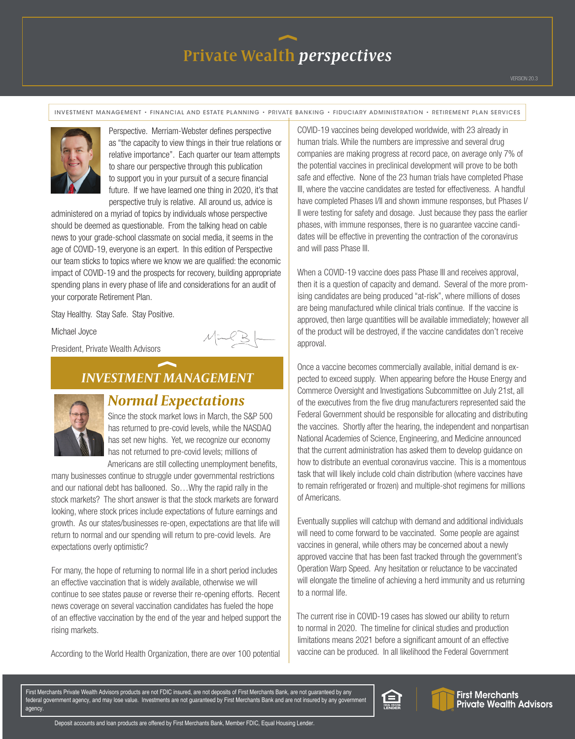# Private Wealth *perspectives*

VERSION 20.3

INVESTMENT MANAGEMENT • FINANCIAL AND ESTATE PLANNING • PRIVATE BANKING • FIDUCIARY ADMINISTRATION • RETIREMENT PLAN SERVICES

Perspective. Merriam-Webster defines perspective as "the capacity to view things in their true relations or relative importance". Each quarter our team attempts to share our perspective through this publication to support you in your pursuit of a secure financial future. If we have learned one thing in 2020, it's that perspective truly is relative. All around us, advice is administered on a myriad of topics by individuals whose perspective should be deemed as questionable. From the talking head on cable news to your grade-school classmate on social media, it seems in the age of COVID-19, everyone is an expert. In this edition of Perspective our team sticks to topics where we know we are qualified: the economic impact of COVID-19 and the prospects for recovery, building appropriate spending plans in every phase of life and considerations for an audit of your corporate Retirement Plan.

Stay Healthy. Stay Safe. Stay Positive.

Michael Joyce

President, Private Wealth Advisors

## INVESTMENT MANAGEMENT

### Normal Expectations

Since the stock market lows in March, the S&P 500 has returned to pre-covid levels, while the NASDAQ has set new highs. Yet, we recognize our economy has not returned to pre-covid levels; millions of Americans are still collecting unemployment benefits, many businesses continue to struggle under governmental restrictions and our national debt has ballooned. So…Why the rapid rally in the stock markets? The short answer is that the stock markets are forward looking, where stock prices include expectations of future earnings and growth. As our states/businesses re-open, expectations are that life will return to normal and our spending will return to pre-covid levels. Are expectations overly optimistic?

For many, the hope of returning to normal life in a short period includes an effective vaccination that is widely available, otherwise we will continue to see states pause or reverse their re-opening efforts. Recent news coverage on several vaccination candidates has fueled the hope of an effective vaccination by the end of the year and helped support the rising markets.

According to the World Health Organization, there are over 100 potential COVID-19 vaccines being developed worldwide, with 23 already in human trials. While the numbers are impressive and several drug companies are making progress at record pace, on average only 7% of the potential vaccines in preclinical development will prove to be both safe and effective. None of the 23 human trials have completed Phase III, where the vaccine candidates are tested for effectiveness. A handful have completed Phases I/II and shown immune responses, but Phases I/II were testing for safety and dosage. Just because they pass the earlier phases, with immune responses, there is no guarantee vaccine candidates will be effective in preventing the contraction of the coronavirus and will pass Phase III.

When a COVID-19 vaccine does pass Phase III and receives approval, then it is a question of capacity and demand. Several of the more promising candidates are being produced "at-risk", where millions of doses are being manufactured while clinical trials continue. If the vaccine is approved, then large quantities will be available immediately; however all of the product will be destroyed, if the vaccine candidates don't receive approval.

Once a vaccine becomes commercially available, initial demand is expected to exceed supply. When appearing before the House Energy and Commerce Oversight and Investigations Subcommittee on July 21st, all of the executives from the five drug manufacturers represented said the Federal Government should be responsible for allocating and distributing the vaccines. Shortly after the hearing, the independent and nonpartisan National Academies of Science, Engineering, and Medicine announced that the current administration has asked them to develop guidance on how to distribute an eventual coronavirus vaccine. This is a momentous task that will likely include cold chain distribution (where vaccines have to remain refrigerated or frozen) and multiple-shot regimens for millions of Americans.

Eventually supplies will catchup with demand and additional individuals will need to come forward to be vaccinated. Some people are against vaccines in general, while others may be concerned about a newly approved vaccine that has been fast tracked through the government's Operation Warp Speed. Any hesitation or reluctance to be vaccinated will elongate the timeline of achieving a herd immunity and us returning to a normal life.

The current rise in COVID-19 cases has slowed our ability to return to normal in 2020. The timeline for clinical studies and production limitations means 2021 before a significant amount of an effective vaccine can be produced. In all likelihood the Federal Government

First Merchants Private Wealth Advisors products are not FDIC insured, are not deposits of First Merchants Bank, are not guaranteed by any federal government agency, and may lose value. Investments are not guaranteed by First Merchants Bank and are not insured by any government agency.

Deposit accounts and loan products are offered by First Merchants Bank, Member FDIC, Equal Housing Lender.

EQUAL HOUSING LENDER

First Merchants Private Wealth Advisors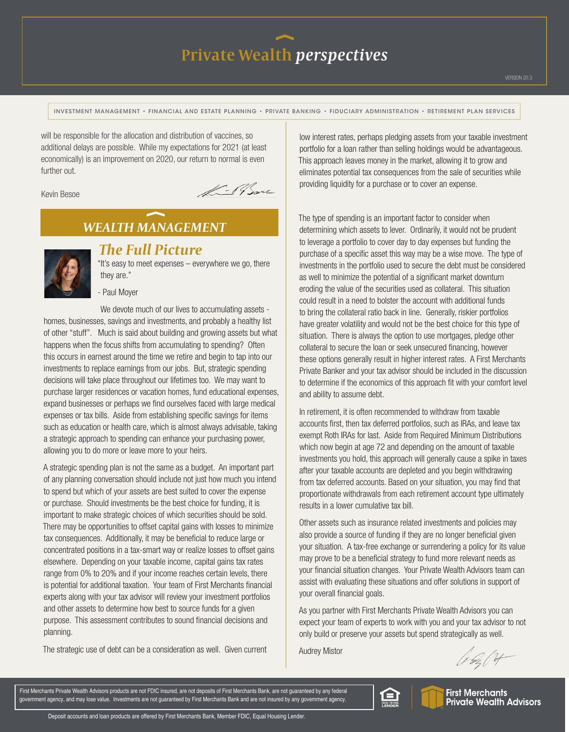will be responsible for the allocation and distribution of vaccines, so additional delays are possible. While my expectations for 2021 (at least economically) is an improvement on 2020, our return to normal is even further out.

Kevin Besoe

## WEALTH MANAGEMENT

### The Full Picture

"It's easy to meet expenses – everywhere we go, there they are."

- Paul Moyer

We devote much of our lives to accumulating assets - homes, businesses, savings and investments, and probably a healthy list of other "stuff". Much is said about building and growing assets but what happens when the focus shifts from accumulating to spending? Often this occurs in earnest around the time we retire and begin to tap into our investments to replace earnings from our jobs. But, strategic spending decisions will take place throughout our lifetimes too. We may want to purchase larger residences or vacation homes, fund educational expenses, expand businesses or perhaps we find ourselves faced with large medical expenses or tax bills. Aside from establishing specific savings for items such as education or health care, which is almost always advisable, taking a strategic approach to spending can enhance your purchasing power, allowing you to do more or leave more to your heirs.

A strategic spending plan is not the same as a budget. An important part of any planning conversation should include not just how much you intend to spend but which of your assets are best suited to cover the expense or purchase. Should investments be the best choice for funding, it is important to make strategic choices of which securities should be sold. There may be opportunities to offset capital gains with losses to minimize tax consequences. Additionally, it may be beneficial to reduce large or concentrated positions in a tax-smart way or realize losses to offset gains elsewhere. Depending on your taxable income, capital gains tax rates range from 0% to 20% and if your income reaches certain levels, there is potential for additional taxation. Your team of First Merchants financial experts along with your tax advisor will review your investment portfolios and other assets to determine how best to source funds for a given purpose. This assessment contributes to sound financial decisions and planning.

The strategic use of debt can be a consideration as well. Given current low interest rates, perhaps pledging assets from your taxable investment portfolio for a loan rather than selling holdings would be advantageous. This approach leaves money in the market, allowing it to grow and eliminates potential tax consequences from the sale of securities while providing liquidity for a purchase or to cover an expense.

The type of spending is an important factor to consider when determining which assets to lever. Ordinarily, it would not be prudent to leverage a portfolio to cover day to day expenses but funding the purchase of a specific asset this way may be a wise move. The type of investments in the portfolio used to secure the debt must be considered as well to minimize the potential of a significant market downturn eroding the value of the securities used as collateral. This situation could result in a need to bolster the account with additional funds to bring the collateral ratio back in line. Generally, riskier portfolios have greater volatility and would not be the best choice for this type of situation. There is always the option to use mortgages, pledge other collateral to secure the loan or seek unsecured financing, however these options generally result in higher interest rates. A First Merchants Private Banker and your tax advisor should be included in the discussion to determine if the economics of this approach fit with your comfort level and ability to assume debt.

In retirement, it is often recommended to withdraw from taxable accounts first, then tax deferred portfolios, such as IRAs, and leave tax exempt Roth IRAs for last. Aside from Required Minimum Distributions which now begin at age 72 and depending on the amount of taxable investments you hold, this approach will generally cause a spike in taxes after your taxable accounts are depleted and you begin withdrawing from tax deferred accounts. Based on your situation, you may find that proportionate withdrawals from each retirement account type ultimately results in a lower cumulative tax bill.

Other assets such as insurance related investments and policies may also provide a source of funding if they are no longer beneficial given your situation. A tax-free exchange or surrendering a policy for its value may prove to be a beneficial strategy to fund more relevant needs as your financial situation changes. Your Private Wealth Advisors team can assist with evaluating these situations and offer solutions in support of your overall financial goals.

As you partner with First Merchants Private Wealth Advisors you can expect your team of experts to work with you and your tax advisor to not only build or preserve your assets but spend strategically as well.

Audrey Mistor

First Merchants Private Wealth Advisors products are not FDIC insured, are not deposits of First Merchants Bank, are not guaranteed by any federal government agency, and may lose value. Investments are not guaranteed by First Merchants Bank and are not insured by any government agency.

Deposit accounts and loan products are offered by First Merchants Bank, Member FDIC, Equal Housing Lender.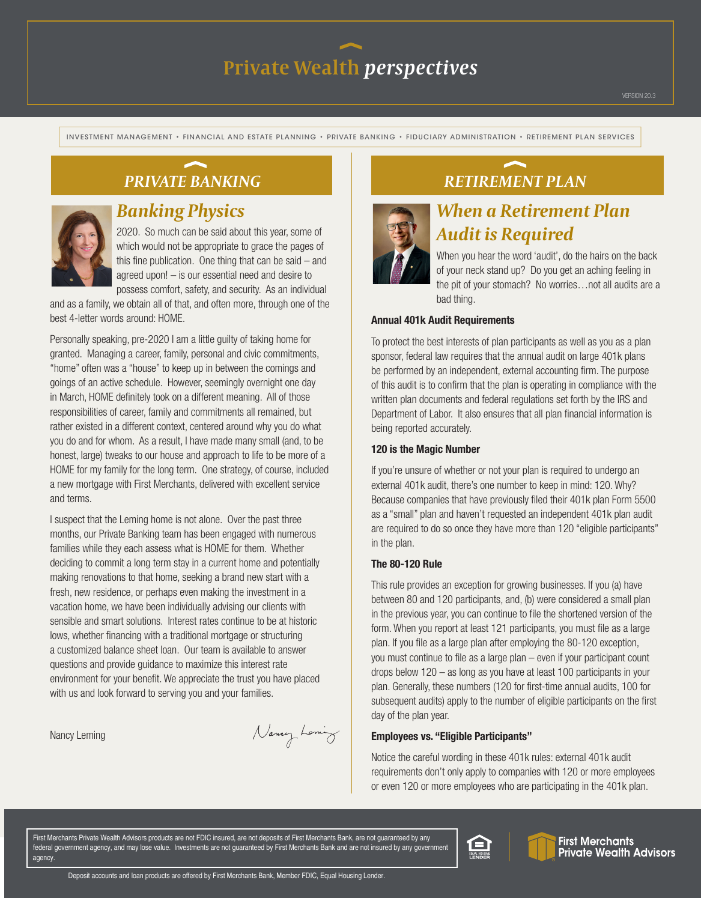# Private Wealth *perspectives*

VERSION 20.3

INVESTMENT MANAGEMENT • FINANCIAL AND ESTATE PLANNING • PRIVATE BANKING • FIDUCIARY ADMINISTRATION • RETIREMENT PLAN SERVICES

## *PRIVATE BANKING*

### *Banking Physics*

2020. So much can be said about this year, some of which would not be appropriate to grace the pages of this fine publication. One thing that can be said – and agreed upon! – is our essential need and desire to possess comfort, safety, and security. As an individual and as a family, we obtain all of that, and often more, through one of the best 4-letter words around: HOME.

Personally speaking, pre-2020 I am a little guilty of taking home for granted. Managing a career, family, personal and civic commitments, "home" often was a "house" to keep up in between the comings and goings of an active schedule. However, seemingly overnight one day in March, HOME definitely took on a different meaning. All of those responsibilities of career, family and commitments all remained, but rather existed in a different context, centered around why you do what you do and for whom. As a result, I have made many small (and, to be honest, large) tweaks to our house and approach to life to be more of a HOME for my family for the long term. One strategy, of course, included a new mortgage with First Merchants, delivered with excellent service and terms.

I suspect that the Leming home is not alone. Over the past three months, our Private Banking team has been engaged with numerous families while they each assess what is HOME for them. Whether deciding to commit a long term stay in a current home and potentially making renovations to that home, seeking a brand new start with a fresh, new residence, or perhaps even making the investment in a vacation home, we have been individually advising our clients with sensible and smart solutions. Interest rates continue to be at historic lows, whether financing with a traditional mortgage or structuring a customized balance sheet loan. Our team is available to answer questions and provide guidance to maximize this interest rate environment for your benefit. We appreciate the trust you have placed with us and look forward to serving you and your families.

Nancy Leming

## *RETIREMENT PLAN*

### *When a Retirement Plan Audit is Required*

When you hear the word 'audit', do the hairs on the back of your neck stand up? Do you get an aching feeling in the pit of your stomach? No worries…not all audits are a bad thing.

**Annual 401k Audit Requirements**

To protect the best interests of plan participants as well as you as a plan sponsor, federal law requires that the annual audit on large 401k plans be performed by an independent, external accounting firm. The purpose of this audit is to confirm that the plan is operating in compliance with the written plan documents and federal regulations set forth by the IRS and Department of Labor. It also ensures that all plan financial information is being reported accurately.

**120 is the Magic Number**

If you're unsure of whether or not your plan is required to undergo an external 401k audit, there's one number to keep in mind: 120. Why? Because companies that have previously filed their 401k plan Form 5500 as a "small" plan and haven't requested an independent 401k plan audit are required to do so once they have more than 120 "eligible participants" in the plan.

**The 80-120 Rule**

This rule provides an exception for growing businesses. If you (a) have between 80 and 120 participants, and, (b) were considered a small plan in the previous year, you can continue to file the shortened version of the form. When you report at least 121 participants, you must file as a large plan. If you file as a large plan after employing the 80-120 exception, you must continue to file as a large plan – even if your participant count drops below 120 – as long as you have at least 100 participants in your plan. Generally, these numbers (120 for first-time annual audits, 100 for subsequent audits) apply to the number of eligible participants on the first day of the plan year.

**Employees vs. "Eligible Participants"**

Notice the careful wording in these 401k rules: external 401k audit requirements don't only apply to companies with 120 or more employees or even 120 or more employees who are participating in the 401k plan.

First Merchants Private Wealth Advisors products are not FDIC insured, are not deposits of First Merchants Bank, are not guaranteed by any federal government agency, and may lose value. Investments are not guaranteed by First Merchants Bank and are not insured by any government agency.

Deposit accounts and loan products are offered by First Merchants Bank, Member FDIC, Equal Housing Lender.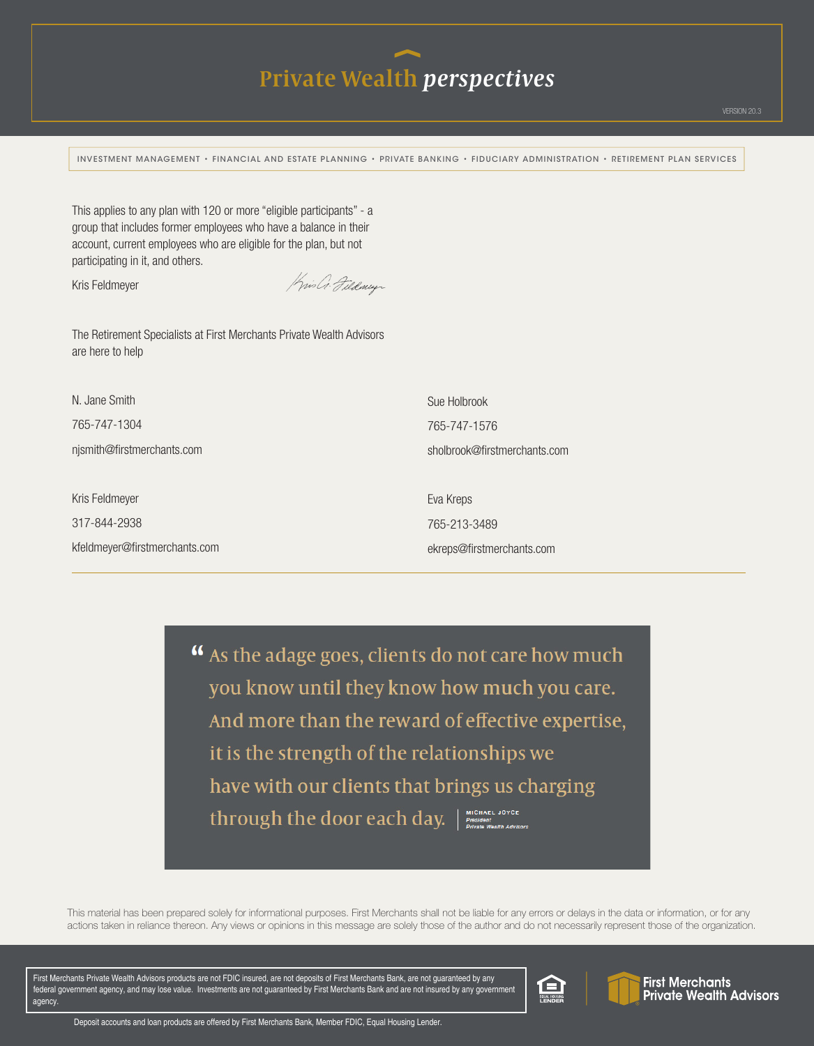# Private Wealth *perspectives*

VERSION 20.3

INVESTMENT MANAGEMENT • FINANCIAL AND ESTATE PLANNING • PRIVATE BANKING • FIDUCIARY ADMINISTRATION • RETIREMENT PLAN SERVICES

This applies to any plan with 120 or more "eligible participants" - a group that includes former employees who have a balance in their account, current employees who are eligible for the plan, but not participating in it, and others.

Kris Feldmeyer

The Retirement Specialists at First Merchants Private Wealth Advisors are here to help

N. Jane Smith
765-747-1304
njsmith@firstmerchants.com

Sue Holbrook
765-747-1576
sholbrook@firstmerchants.com

Kris Feldmeyer
317-844-2938
kfeldmeyer@firstmerchants.com

Eva Kreps
765-213-3489
ekreps@firstmerchants.com

---

> "As the adage goes, clients do not care how much you know until they know how much you care. And more than the reward of effective expertise, it is the strength of the relationships we have with our clients that brings us charging through the door each day.
>
> MICHAEL JOYCE
> *President*
> *Private Wealth Advisors*

This material has been prepared solely for informational purposes. First Merchants shall not be liable for any errors or delays in the data or information, or for any actions taken in reliance thereon. Any views or opinions in this message are solely those of the author and do not necessarily represent those of the organization.

First Merchants Private Wealth Advisors products are not FDIC insured, are not deposits of First Merchants Bank, are not guaranteed by any federal government agency, and may lose value. Investments are not guaranteed by First Merchants Bank and are not insured by any government agency.

EQUAL HOUSING LENDER

First Merchants Private Wealth Advisors

Deposit accounts and loan products are offered by First Merchants Bank, Member FDIC, Equal Housing Lender.